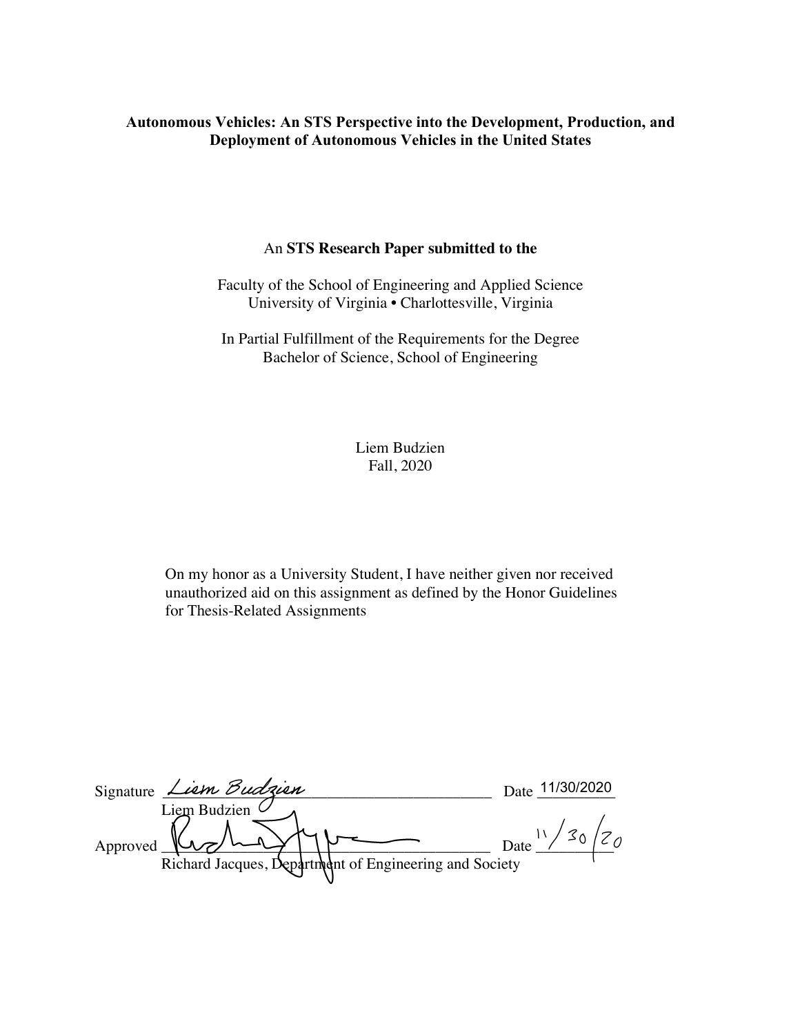**Autonomous Vehicles: An STS Perspective into the Development, Production, and Deployment of Autonomous Vehicles in the United States**

An **STS Research Paper submitted to the**

Faculty of the School of Engineering and Applied Science
University of Virginia • Charlottesville, Virginia

In Partial Fulfillment of the Requirements for the Degree
Bachelor of Science, School of Engineering

Liem Budzien
Fall, 2020

On my honor as a University Student, I have neither given nor received unauthorized aid on this assignment as defined by the Honor Guidelines for Thesis-Related Assignments

Signature *Liem Budzien* Date 11/30/2020
Liem Budzien

Approved ______________________ Date 11/30/20
Richard Jacques, Department of Engineering and Society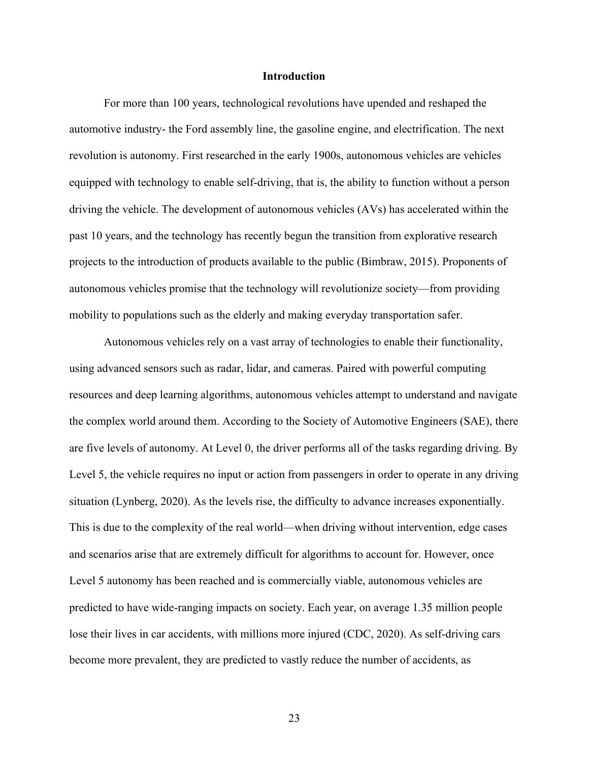## Introduction

For more than 100 years, technological revolutions have upended and reshaped the automotive industry- the Ford assembly line, the gasoline engine, and electrification. The next revolution is autonomy. First researched in the early 1900s, autonomous vehicles are vehicles equipped with technology to enable self-driving, that is, the ability to function without a person driving the vehicle. The development of autonomous vehicles (AVs) has accelerated within the past 10 years, and the technology has recently begun the transition from explorative research projects to the introduction of products available to the public (Bimbraw, 2015). Proponents of autonomous vehicles promise that the technology will revolutionize society—from providing mobility to populations such as the elderly and making everyday transportation safer.

Autonomous vehicles rely on a vast array of technologies to enable their functionality, using advanced sensors such as radar, lidar, and cameras. Paired with powerful computing resources and deep learning algorithms, autonomous vehicles attempt to understand and navigate the complex world around them. According to the Society of Automotive Engineers (SAE), there are five levels of autonomy. At Level 0, the driver performs all of the tasks regarding driving. By Level 5, the vehicle requires no input or action from passengers in order to operate in any driving situation (Lynberg, 2020). As the levels rise, the difficulty to advance increases exponentially. This is due to the complexity of the real world—when driving without intervention, edge cases and scenarios arise that are extremely difficult for algorithms to account for. However, once Level 5 autonomy has been reached and is commercially viable, autonomous vehicles are predicted to have wide-ranging impacts on society. Each year, on average 1.35 million people lose their lives in car accidents, with millions more injured (CDC, 2020). As self-driving cars become more prevalent, they are predicted to vastly reduce the number of accidents, as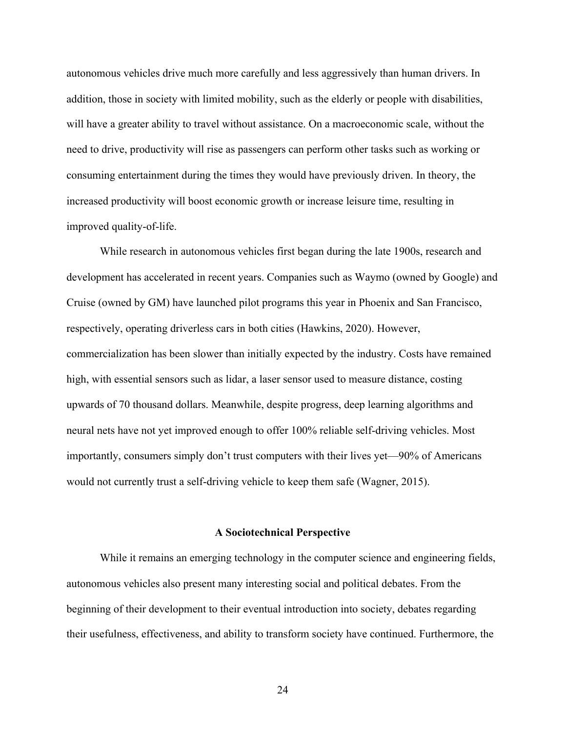autonomous vehicles drive much more carefully and less aggressively than human drivers. In addition, those in society with limited mobility, such as the elderly or people with disabilities, will have a greater ability to travel without assistance. On a macroeconomic scale, without the need to drive, productivity will rise as passengers can perform other tasks such as working or consuming entertainment during the times they would have previously driven. In theory, the increased productivity will boost economic growth or increase leisure time, resulting in improved quality-of-life.

While research in autonomous vehicles first began during the late 1900s, research and development has accelerated in recent years. Companies such as Waymo (owned by Google) and Cruise (owned by GM) have launched pilot programs this year in Phoenix and San Francisco, respectively, operating driverless cars in both cities (Hawkins, 2020). However, commercialization has been slower than initially expected by the industry. Costs have remained high, with essential sensors such as lidar, a laser sensor used to measure distance, costing upwards of 70 thousand dollars. Meanwhile, despite progress, deep learning algorithms and neural nets have not yet improved enough to offer 100% reliable self-driving vehicles. Most importantly, consumers simply don't trust computers with their lives yet—90% of Americans would not currently trust a self-driving vehicle to keep them safe (Wagner, 2015).

## A Sociotechnical Perspective

While it remains an emerging technology in the computer science and engineering fields, autonomous vehicles also present many interesting social and political debates. From the beginning of their development to their eventual introduction into society, debates regarding their usefulness, effectiveness, and ability to transform society have continued. Furthermore, the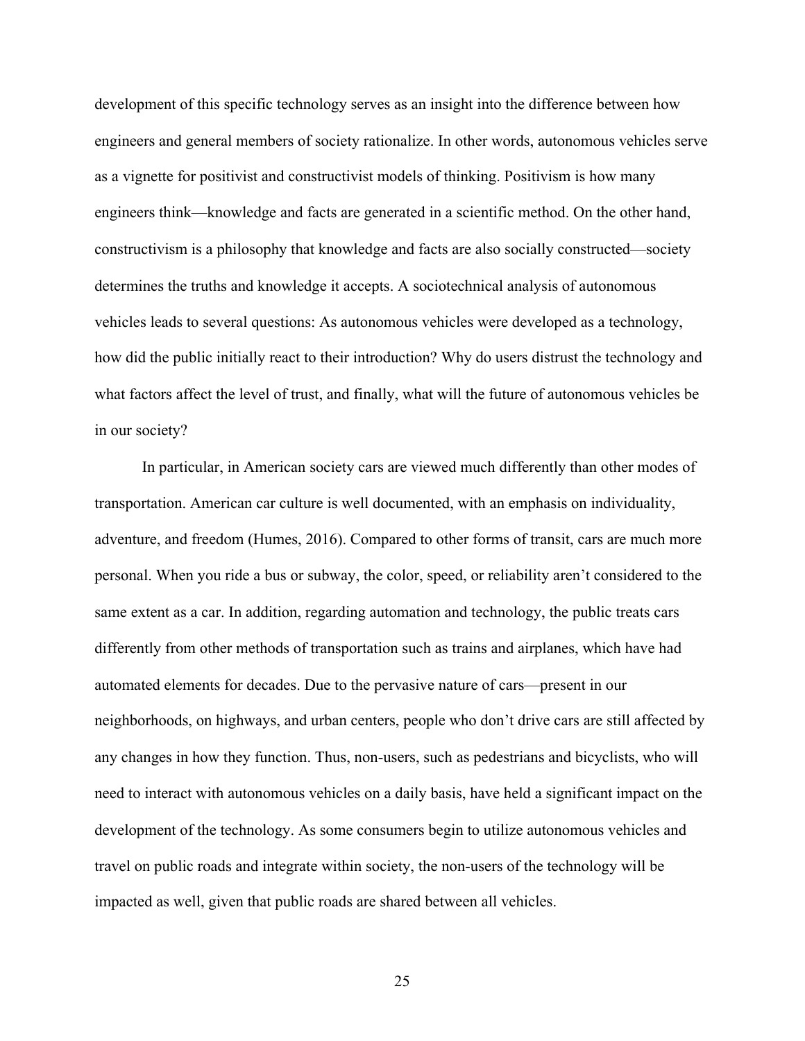development of this specific technology serves as an insight into the difference between how engineers and general members of society rationalize. In other words, autonomous vehicles serve as a vignette for positivist and constructivist models of thinking. Positivism is how many engineers think—knowledge and facts are generated in a scientific method. On the other hand, constructivism is a philosophy that knowledge and facts are also socially constructed—society determines the truths and knowledge it accepts. A sociotechnical analysis of autonomous vehicles leads to several questions: As autonomous vehicles were developed as a technology, how did the public initially react to their introduction? Why do users distrust the technology and what factors affect the level of trust, and finally, what will the future of autonomous vehicles be in our society?

In particular, in American society cars are viewed much differently than other modes of transportation. American car culture is well documented, with an emphasis on individuality, adventure, and freedom (Humes, 2016). Compared to other forms of transit, cars are much more personal. When you ride a bus or subway, the color, speed, or reliability aren't considered to the same extent as a car. In addition, regarding automation and technology, the public treats cars differently from other methods of transportation such as trains and airplanes, which have had automated elements for decades. Due to the pervasive nature of cars—present in our neighborhoods, on highways, and urban centers, people who don't drive cars are still affected by any changes in how they function. Thus, non-users, such as pedestrians and bicyclists, who will need to interact with autonomous vehicles on a daily basis, have held a significant impact on the development of the technology. As some consumers begin to utilize autonomous vehicles and travel on public roads and integrate within society, the non-users of the technology will be impacted as well, given that public roads are shared between all vehicles.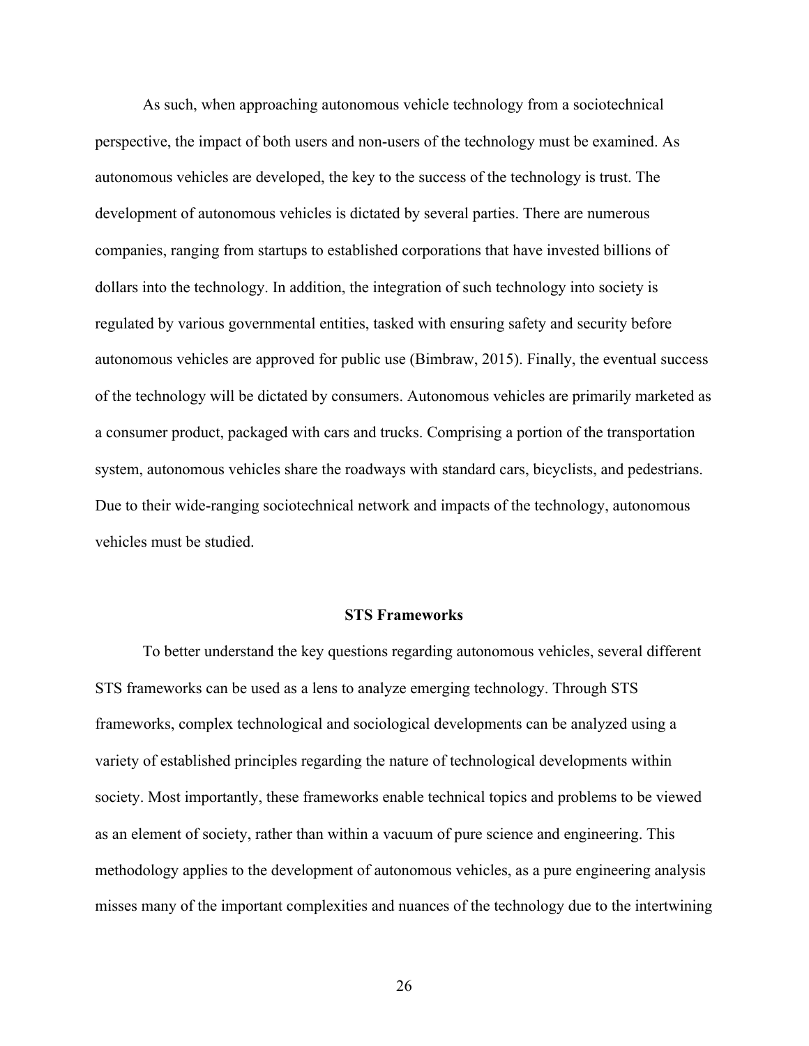As such, when approaching autonomous vehicle technology from a sociotechnical perspective, the impact of both users and non-users of the technology must be examined. As autonomous vehicles are developed, the key to the success of the technology is trust. The development of autonomous vehicles is dictated by several parties. There are numerous companies, ranging from startups to established corporations that have invested billions of dollars into the technology. In addition, the integration of such technology into society is regulated by various governmental entities, tasked with ensuring safety and security before autonomous vehicles are approved for public use (Bimbraw, 2015). Finally, the eventual success of the technology will be dictated by consumers. Autonomous vehicles are primarily marketed as a consumer product, packaged with cars and trucks. Comprising a portion of the transportation system, autonomous vehicles share the roadways with standard cars, bicyclists, and pedestrians. Due to their wide-ranging sociotechnical network and impacts of the technology, autonomous vehicles must be studied.

## STS Frameworks

To better understand the key questions regarding autonomous vehicles, several different STS frameworks can be used as a lens to analyze emerging technology. Through STS frameworks, complex technological and sociological developments can be analyzed using a variety of established principles regarding the nature of technological developments within society. Most importantly, these frameworks enable technical topics and problems to be viewed as an element of society, rather than within a vacuum of pure science and engineering. This methodology applies to the development of autonomous vehicles, as a pure engineering analysis misses many of the important complexities and nuances of the technology due to the intertwining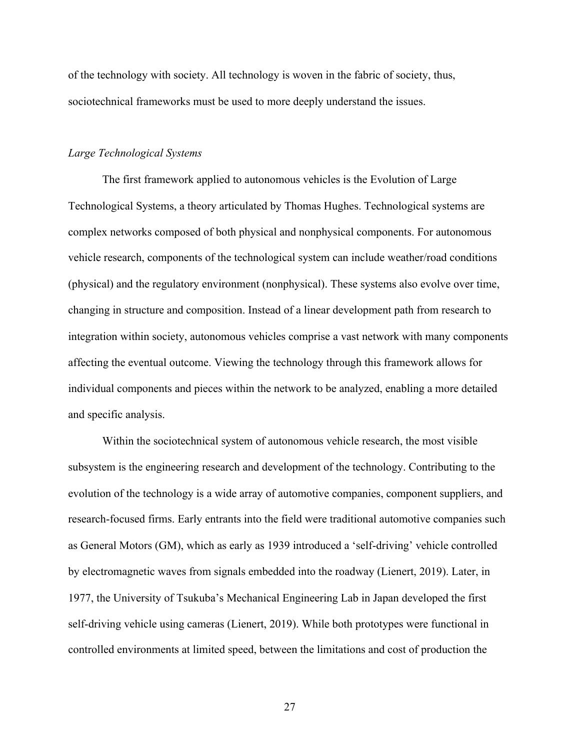of the technology with society. All technology is woven in the fabric of society, thus, sociotechnical frameworks must be used to more deeply understand the issues.

### *Large Technological Systems*

The first framework applied to autonomous vehicles is the Evolution of Large Technological Systems, a theory articulated by Thomas Hughes. Technological systems are complex networks composed of both physical and nonphysical components. For autonomous vehicle research, components of the technological system can include weather/road conditions (physical) and the regulatory environment (nonphysical). These systems also evolve over time, changing in structure and composition. Instead of a linear development path from research to integration within society, autonomous vehicles comprise a vast network with many components affecting the eventual outcome. Viewing the technology through this framework allows for individual components and pieces within the network to be analyzed, enabling a more detailed and specific analysis.

Within the sociotechnical system of autonomous vehicle research, the most visible subsystem is the engineering research and development of the technology. Contributing to the evolution of the technology is a wide array of automotive companies, component suppliers, and research-focused firms. Early entrants into the field were traditional automotive companies such as General Motors (GM), which as early as 1939 introduced a 'self-driving' vehicle controlled by electromagnetic waves from signals embedded into the roadway (Lienert, 2019). Later, in 1977, the University of Tsukuba's Mechanical Engineering Lab in Japan developed the first self-driving vehicle using cameras (Lienert, 2019). While both prototypes were functional in controlled environments at limited speed, between the limitations and cost of production the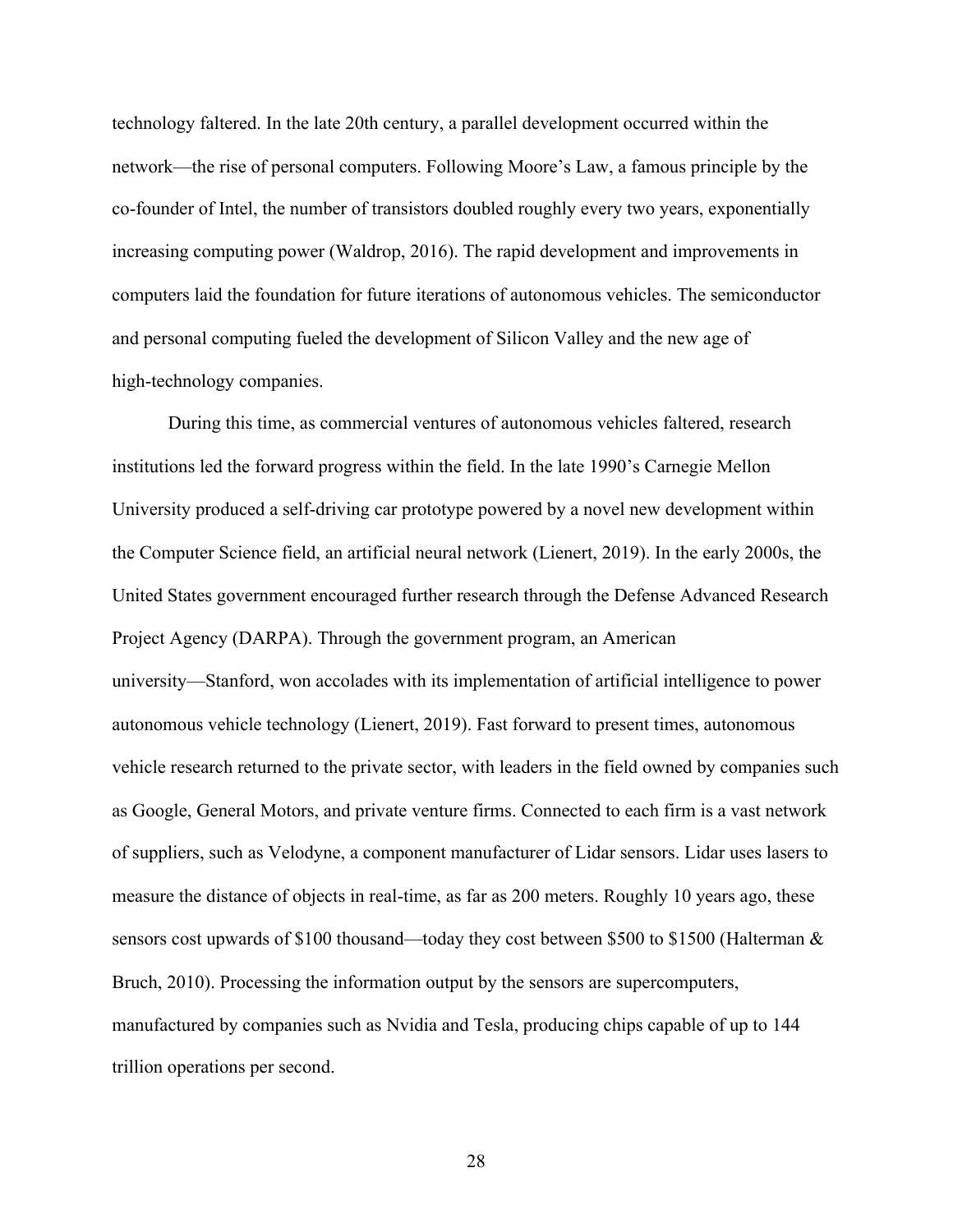technology faltered. In the late 20th century, a parallel development occurred within the network—the rise of personal computers. Following Moore's Law, a famous principle by the co-founder of Intel, the number of transistors doubled roughly every two years, exponentially increasing computing power (Waldrop, 2016). The rapid development and improvements in computers laid the foundation for future iterations of autonomous vehicles. The semiconductor and personal computing fueled the development of Silicon Valley and the new age of high-technology companies.

During this time, as commercial ventures of autonomous vehicles faltered, research institutions led the forward progress within the field. In the late 1990's Carnegie Mellon University produced a self-driving car prototype powered by a novel new development within the Computer Science field, an artificial neural network (Lienert, 2019). In the early 2000s, the United States government encouraged further research through the Defense Advanced Research Project Agency (DARPA). Through the government program, an American university—Stanford, won accolades with its implementation of artificial intelligence to power autonomous vehicle technology (Lienert, 2019). Fast forward to present times, autonomous vehicle research returned to the private sector, with leaders in the field owned by companies such as Google, General Motors, and private venture firms. Connected to each firm is a vast network of suppliers, such as Velodyne, a component manufacturer of Lidar sensors. Lidar uses lasers to measure the distance of objects in real-time, as far as 200 meters. Roughly 10 years ago, these sensors cost upwards of $100 thousand—today they cost between $500 to $1500 (Halterman & Bruch, 2010). Processing the information output by the sensors are supercomputers, manufactured by companies such as Nvidia and Tesla, producing chips capable of up to 144 trillion operations per second.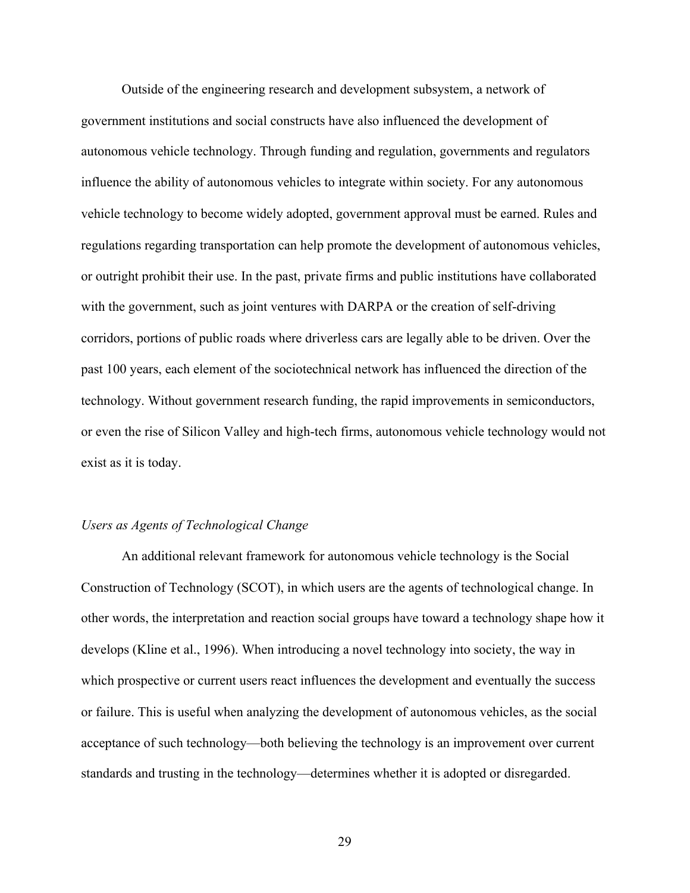Outside of the engineering research and development subsystem, a network of government institutions and social constructs have also influenced the development of autonomous vehicle technology. Through funding and regulation, governments and regulators influence the ability of autonomous vehicles to integrate within society. For any autonomous vehicle technology to become widely adopted, government approval must be earned. Rules and regulations regarding transportation can help promote the development of autonomous vehicles, or outright prohibit their use. In the past, private firms and public institutions have collaborated with the government, such as joint ventures with DARPA or the creation of self-driving corridors, portions of public roads where driverless cars are legally able to be driven. Over the past 100 years, each element of the sociotechnical network has influenced the direction of the technology. Without government research funding, the rapid improvements in semiconductors, or even the rise of Silicon Valley and high-tech firms, autonomous vehicle technology would not exist as it is today.

### *Users as Agents of Technological Change*

An additional relevant framework for autonomous vehicle technology is the Social Construction of Technology (SCOT), in which users are the agents of technological change. In other words, the interpretation and reaction social groups have toward a technology shape how it develops (Kline et al., 1996). When introducing a novel technology into society, the way in which prospective or current users react influences the development and eventually the success or failure. This is useful when analyzing the development of autonomous vehicles, as the social acceptance of such technology—both believing the technology is an improvement over current standards and trusting in the technology—determines whether it is adopted or disregarded.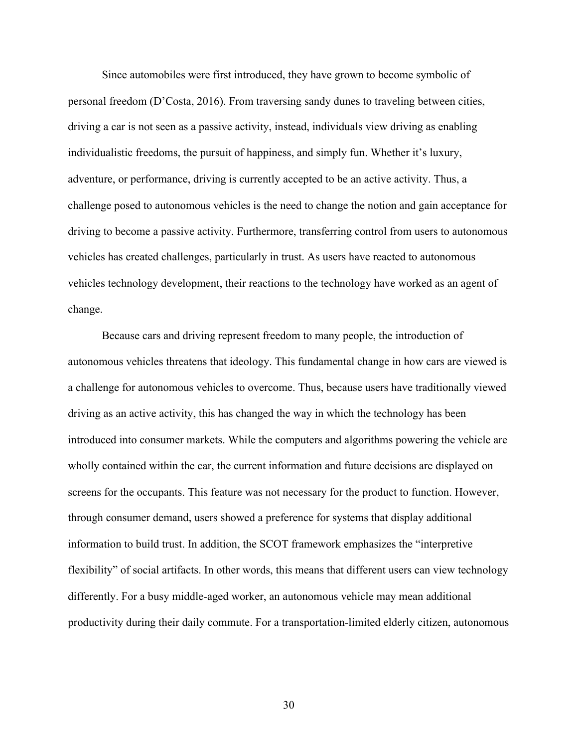Since automobiles were first introduced, they have grown to become symbolic of personal freedom (D'Costa, 2016). From traversing sandy dunes to traveling between cities, driving a car is not seen as a passive activity, instead, individuals view driving as enabling individualistic freedoms, the pursuit of happiness, and simply fun. Whether it's luxury, adventure, or performance, driving is currently accepted to be an active activity. Thus, a challenge posed to autonomous vehicles is the need to change the notion and gain acceptance for driving to become a passive activity. Furthermore, transferring control from users to autonomous vehicles has created challenges, particularly in trust. As users have reacted to autonomous vehicles technology development, their reactions to the technology have worked as an agent of change.

Because cars and driving represent freedom to many people, the introduction of autonomous vehicles threatens that ideology. This fundamental change in how cars are viewed is a challenge for autonomous vehicles to overcome. Thus, because users have traditionally viewed driving as an active activity, this has changed the way in which the technology has been introduced into consumer markets. While the computers and algorithms powering the vehicle are wholly contained within the car, the current information and future decisions are displayed on screens for the occupants. This feature was not necessary for the product to function. However, through consumer demand, users showed a preference for systems that display additional information to build trust. In addition, the SCOT framework emphasizes the "interpretive flexibility" of social artifacts. In other words, this means that different users can view technology differently. For a busy middle-aged worker, an autonomous vehicle may mean additional productivity during their daily commute. For a transportation-limited elderly citizen, autonomous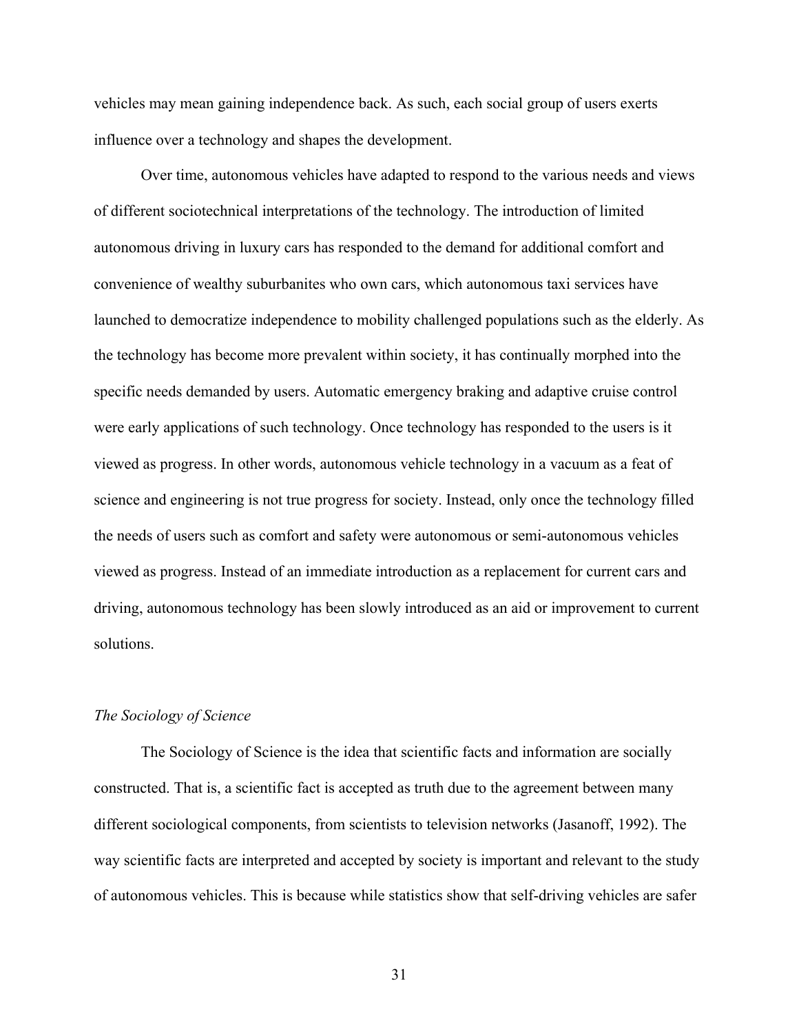vehicles may mean gaining independence back. As such, each social group of users exerts influence over a technology and shapes the development.

Over time, autonomous vehicles have adapted to respond to the various needs and views of different sociotechnical interpretations of the technology. The introduction of limited autonomous driving in luxury cars has responded to the demand for additional comfort and convenience of wealthy suburbanites who own cars, which autonomous taxi services have launched to democratize independence to mobility challenged populations such as the elderly. As the technology has become more prevalent within society, it has continually morphed into the specific needs demanded by users. Automatic emergency braking and adaptive cruise control were early applications of such technology. Once technology has responded to the users is it viewed as progress. In other words, autonomous vehicle technology in a vacuum as a feat of science and engineering is not true progress for society. Instead, only once the technology filled the needs of users such as comfort and safety were autonomous or semi-autonomous vehicles viewed as progress. Instead of an immediate introduction as a replacement for current cars and driving, autonomous technology has been slowly introduced as an aid or improvement to current solutions.

*The Sociology of Science*

The Sociology of Science is the idea that scientific facts and information are socially constructed. That is, a scientific fact is accepted as truth due to the agreement between many different sociological components, from scientists to television networks (Jasanoff, 1992). The way scientific facts are interpreted and accepted by society is important and relevant to the study of autonomous vehicles. This is because while statistics show that self-driving vehicles are safer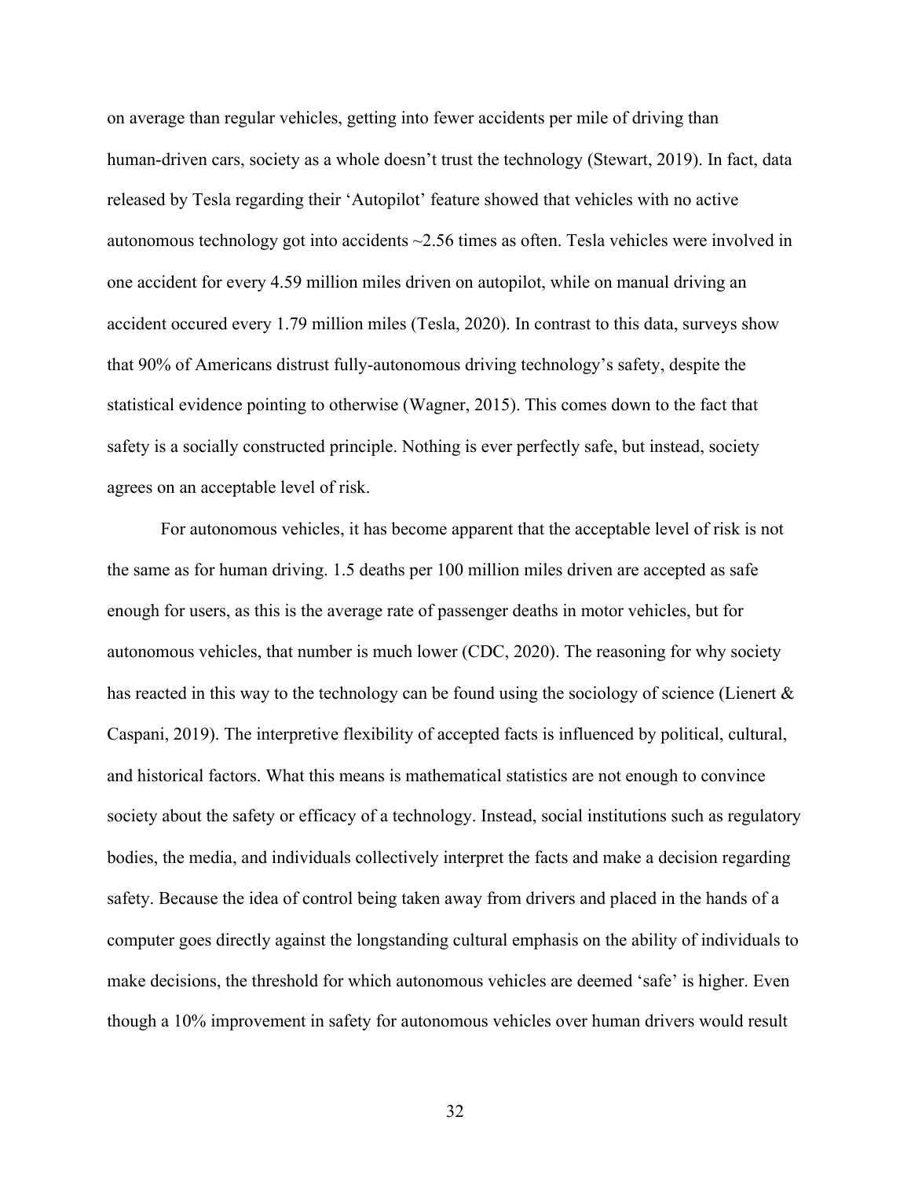on average than regular vehicles, getting into fewer accidents per mile of driving than human-driven cars, society as a whole doesn't trust the technology (Stewart, 2019). In fact, data released by Tesla regarding their 'Autopilot' feature showed that vehicles with no active autonomous technology got into accidents ~2.56 times as often. Tesla vehicles were involved in one accident for every 4.59 million miles driven on autopilot, while on manual driving an accident occured every 1.79 million miles (Tesla, 2020). In contrast to this data, surveys show that 90% of Americans distrust fully-autonomous driving technology's safety, despite the statistical evidence pointing to otherwise (Wagner, 2015). This comes down to the fact that safety is a socially constructed principle. Nothing is ever perfectly safe, but instead, society agrees on an acceptable level of risk.

For autonomous vehicles, it has become apparent that the acceptable level of risk is not the same as for human driving. 1.5 deaths per 100 million miles driven are accepted as safe enough for users, as this is the average rate of passenger deaths in motor vehicles, but for autonomous vehicles, that number is much lower (CDC, 2020). The reasoning for why society has reacted in this way to the technology can be found using the sociology of science (Lienert & Caspani, 2019). The interpretive flexibility of accepted facts is influenced by political, cultural, and historical factors. What this means is mathematical statistics are not enough to convince society about the safety or efficacy of a technology. Instead, social institutions such as regulatory bodies, the media, and individuals collectively interpret the facts and make a decision regarding safety. Because the idea of control being taken away from drivers and placed in the hands of a computer goes directly against the longstanding cultural emphasis on the ability of individuals to make decisions, the threshold for which autonomous vehicles are deemed 'safe' is higher. Even though a 10% improvement in safety for autonomous vehicles over human drivers would result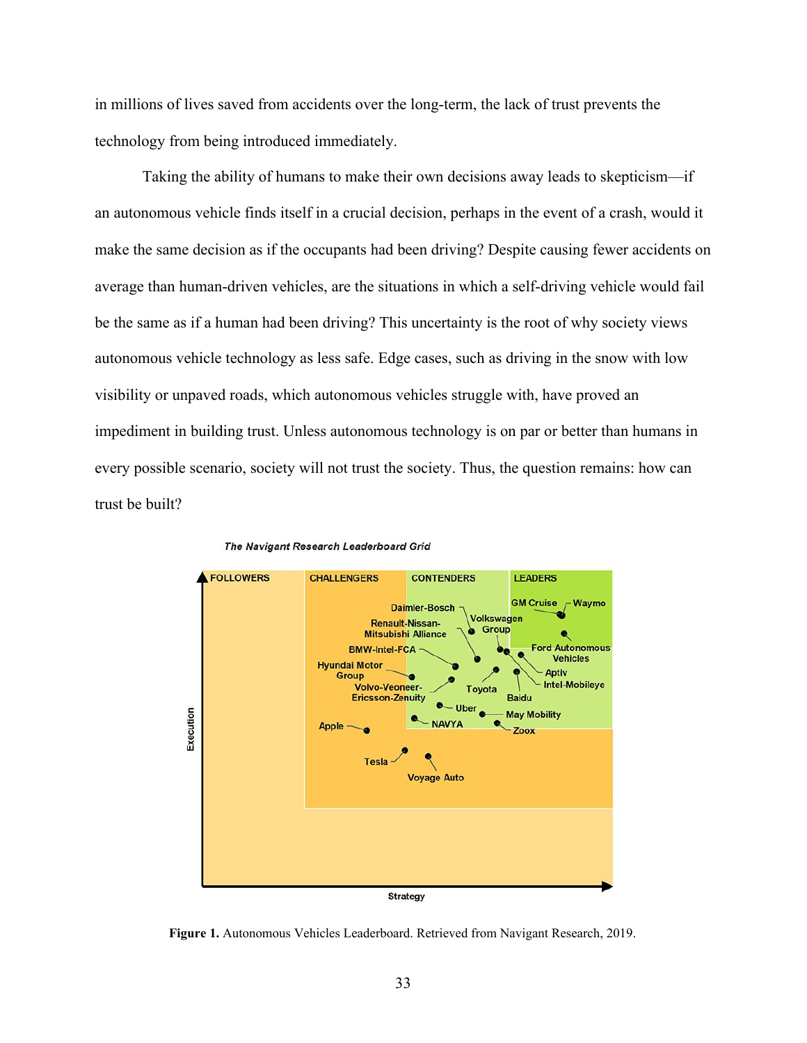in millions of lives saved from accidents over the long-term, the lack of trust prevents the technology from being introduced immediately.

Taking the ability of humans to make their own decisions away leads to skepticism—if an autonomous vehicle finds itself in a crucial decision, perhaps in the event of a crash, would it make the same decision as if the occupants had been driving? Despite causing fewer accidents on average than human-driven vehicles, are the situations in which a self-driving vehicle would fail be the same as if a human had been driving? This uncertainty is the root of why society views autonomous vehicle technology as less safe. Edge cases, such as driving in the snow with low visibility or unpaved roads, which autonomous vehicles struggle with, have proved an impediment in building trust. Unless autonomous technology is on par or better than humans in every possible scenario, society will not trust the society. Thus, the question remains: how can trust be built?

**Figure 1.** Autonomous Vehicles Leaderboard. Retrieved from Navigant Research, 2019.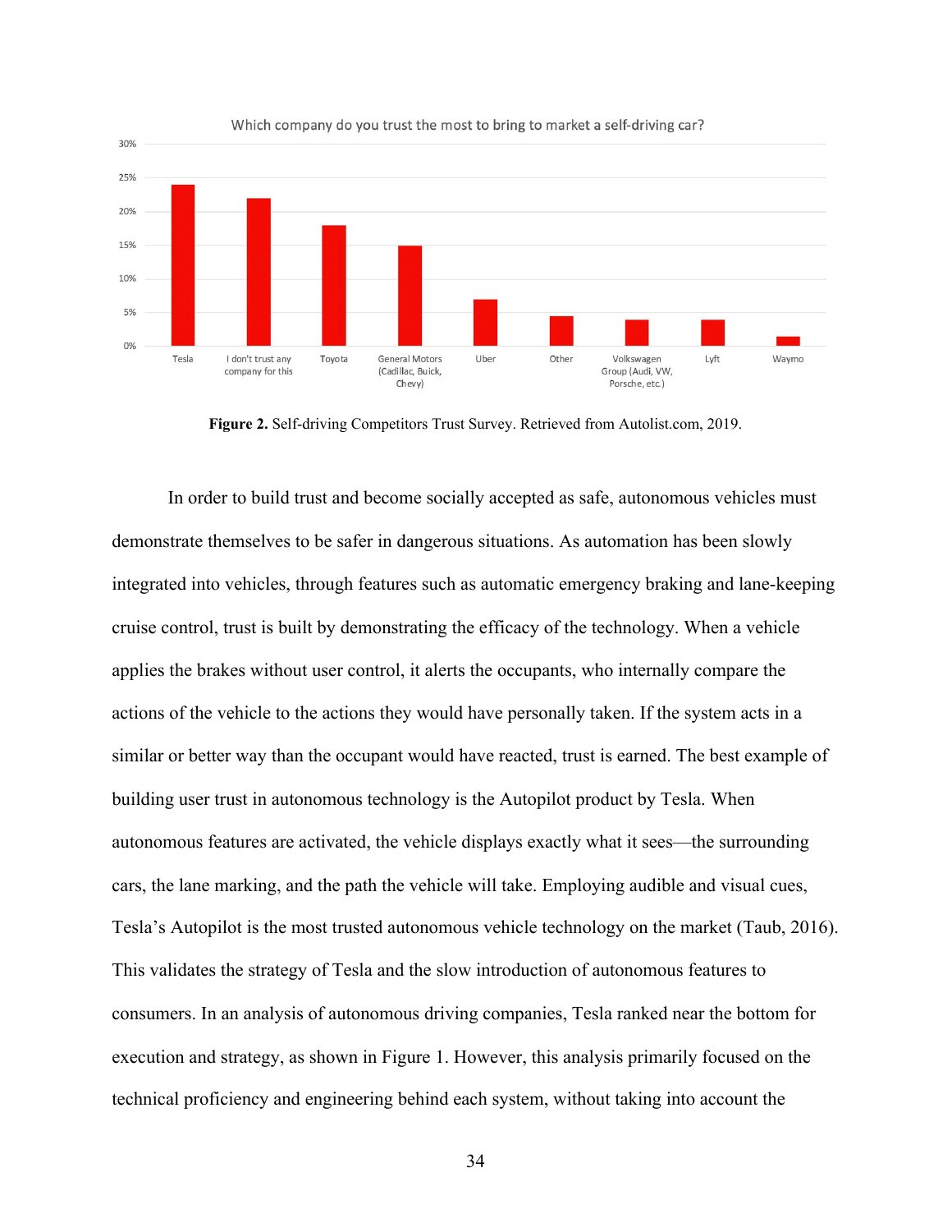**Figure 2.** Self-driving Competitors Trust Survey. Retrieved from Autolist.com, 2019.

In order to build trust and become socially accepted as safe, autonomous vehicles must demonstrate themselves to be safer in dangerous situations. As automation has been slowly integrated into vehicles, through features such as automatic emergency braking and lane-keeping cruise control, trust is built by demonstrating the efficacy of the technology. When a vehicle applies the brakes without user control, it alerts the occupants, who internally compare the actions of the vehicle to the actions they would have personally taken. If the system acts in a similar or better way than the occupant would have reacted, trust is earned. The best example of building user trust in autonomous technology is the Autopilot product by Tesla. When autonomous features are activated, the vehicle displays exactly what it sees—the surrounding cars, the lane marking, and the path the vehicle will take. Employing audible and visual cues, Tesla's Autopilot is the most trusted autonomous vehicle technology on the market (Taub, 2016). This validates the strategy of Tesla and the slow introduction of autonomous features to consumers. In an analysis of autonomous driving companies, Tesla ranked near the bottom for execution and strategy, as shown in Figure 1. However, this analysis primarily focused on the technical proficiency and engineering behind each system, without taking into account the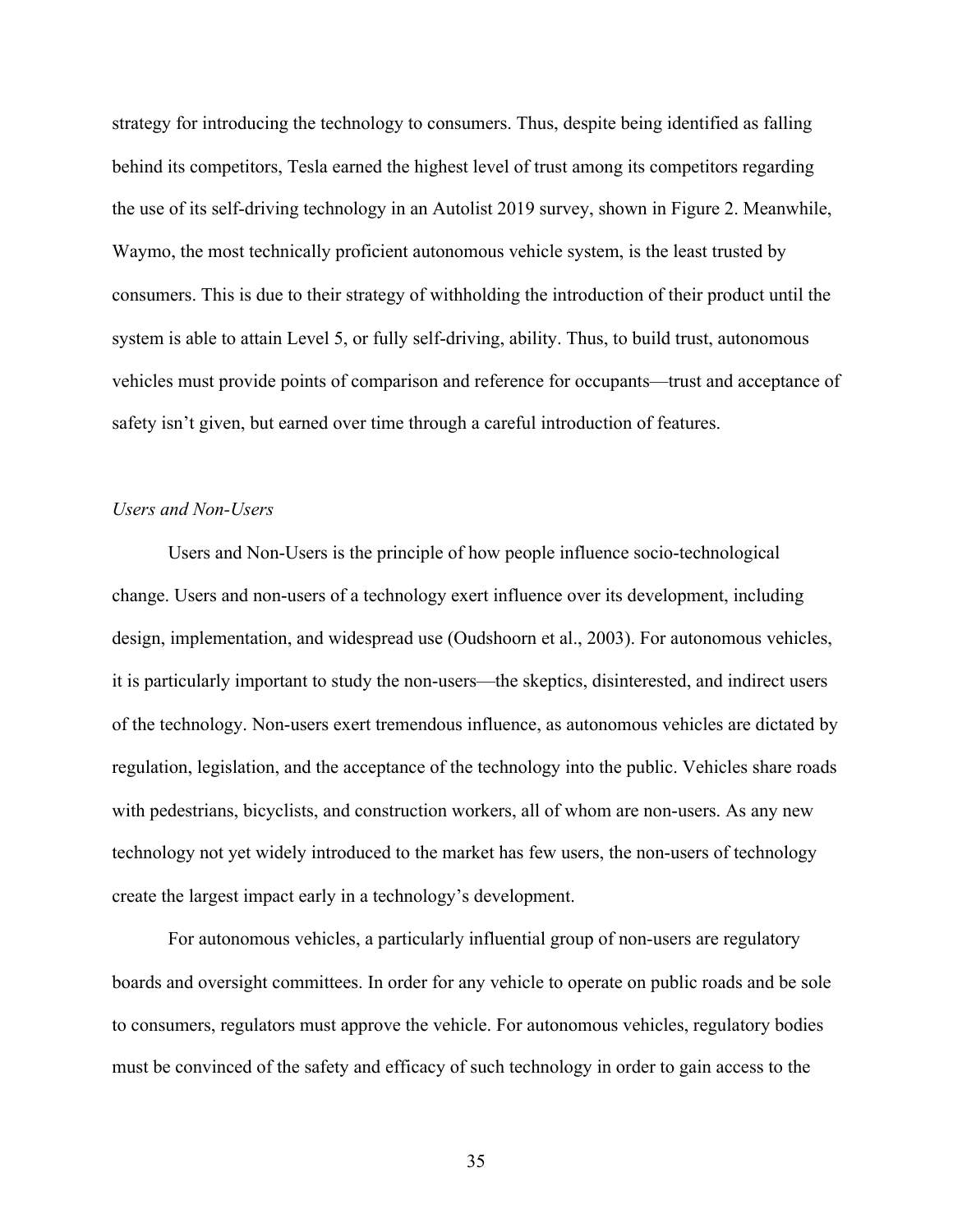strategy for introducing the technology to consumers. Thus, despite being identified as falling behind its competitors, Tesla earned the highest level of trust among its competitors regarding the use of its self-driving technology in an Autolist 2019 survey, shown in Figure 2. Meanwhile, Waymo, the most technically proficient autonomous vehicle system, is the least trusted by consumers. This is due to their strategy of withholding the introduction of their product until the system is able to attain Level 5, or fully self-driving, ability. Thus, to build trust, autonomous vehicles must provide points of comparison and reference for occupants—trust and acceptance of safety isn't given, but earned over time through a careful introduction of features.

*Users and Non-Users*

Users and Non-Users is the principle of how people influence socio-technological change. Users and non-users of a technology exert influence over its development, including design, implementation, and widespread use (Oudshoorn et al., 2003). For autonomous vehicles, it is particularly important to study the non-users—the skeptics, disinterested, and indirect users of the technology. Non-users exert tremendous influence, as autonomous vehicles are dictated by regulation, legislation, and the acceptance of the technology into the public. Vehicles share roads with pedestrians, bicyclists, and construction workers, all of whom are non-users. As any new technology not yet widely introduced to the market has few users, the non-users of technology create the largest impact early in a technology's development.

For autonomous vehicles, a particularly influential group of non-users are regulatory boards and oversight committees. In order for any vehicle to operate on public roads and be sole to consumers, regulators must approve the vehicle. For autonomous vehicles, regulatory bodies must be convinced of the safety and efficacy of such technology in order to gain access to the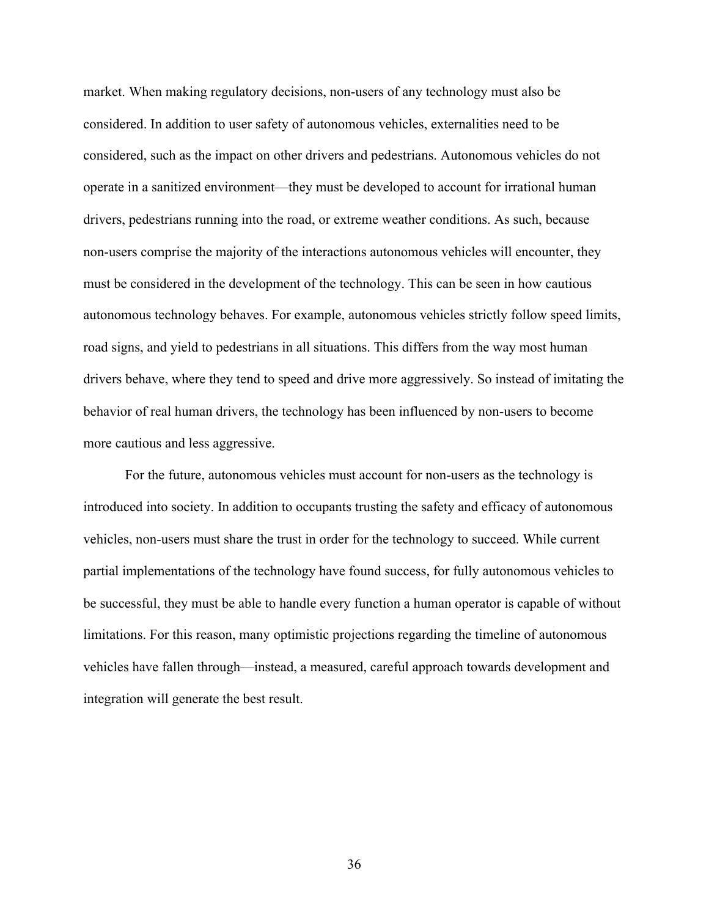market. When making regulatory decisions, non-users of any technology must also be considered. In addition to user safety of autonomous vehicles, externalities need to be considered, such as the impact on other drivers and pedestrians. Autonomous vehicles do not operate in a sanitized environment—they must be developed to account for irrational human drivers, pedestrians running into the road, or extreme weather conditions. As such, because non-users comprise the majority of the interactions autonomous vehicles will encounter, they must be considered in the development of the technology. This can be seen in how cautious autonomous technology behaves. For example, autonomous vehicles strictly follow speed limits, road signs, and yield to pedestrians in all situations. This differs from the way most human drivers behave, where they tend to speed and drive more aggressively. So instead of imitating the behavior of real human drivers, the technology has been influenced by non-users to become more cautious and less aggressive.

For the future, autonomous vehicles must account for non-users as the technology is introduced into society. In addition to occupants trusting the safety and efficacy of autonomous vehicles, non-users must share the trust in order for the technology to succeed. While current partial implementations of the technology have found success, for fully autonomous vehicles to be successful, they must be able to handle every function a human operator is capable of without limitations. For this reason, many optimistic projections regarding the timeline of autonomous vehicles have fallen through—instead, a measured, careful approach towards development and integration will generate the best result.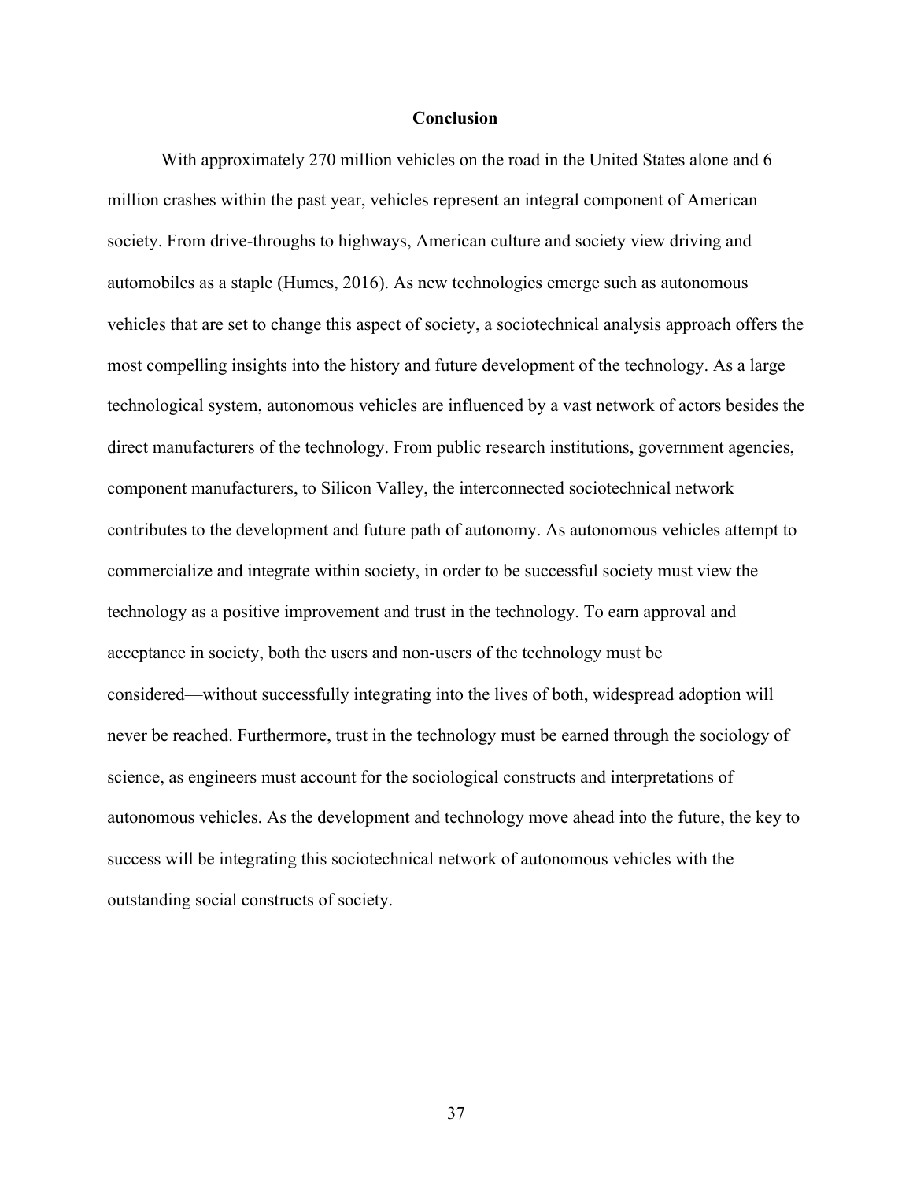# Conclusion

With approximately 270 million vehicles on the road in the United States alone and 6 million crashes within the past year, vehicles represent an integral component of American society. From drive-throughs to highways, American culture and society view driving and automobiles as a staple (Humes, 2016). As new technologies emerge such as autonomous vehicles that are set to change this aspect of society, a sociotechnical analysis approach offers the most compelling insights into the history and future development of the technology. As a large technological system, autonomous vehicles are influenced by a vast network of actors besides the direct manufacturers of the technology. From public research institutions, government agencies, component manufacturers, to Silicon Valley, the interconnected sociotechnical network contributes to the development and future path of autonomy. As autonomous vehicles attempt to commercialize and integrate within society, in order to be successful society must view the technology as a positive improvement and trust in the technology. To earn approval and acceptance in society, both the users and non-users of the technology must be considered—without successfully integrating into the lives of both, widespread adoption will never be reached. Furthermore, trust in the technology must be earned through the sociology of science, as engineers must account for the sociological constructs and interpretations of autonomous vehicles. As the development and technology move ahead into the future, the key to success will be integrating this sociotechnical network of autonomous vehicles with the outstanding social constructs of society.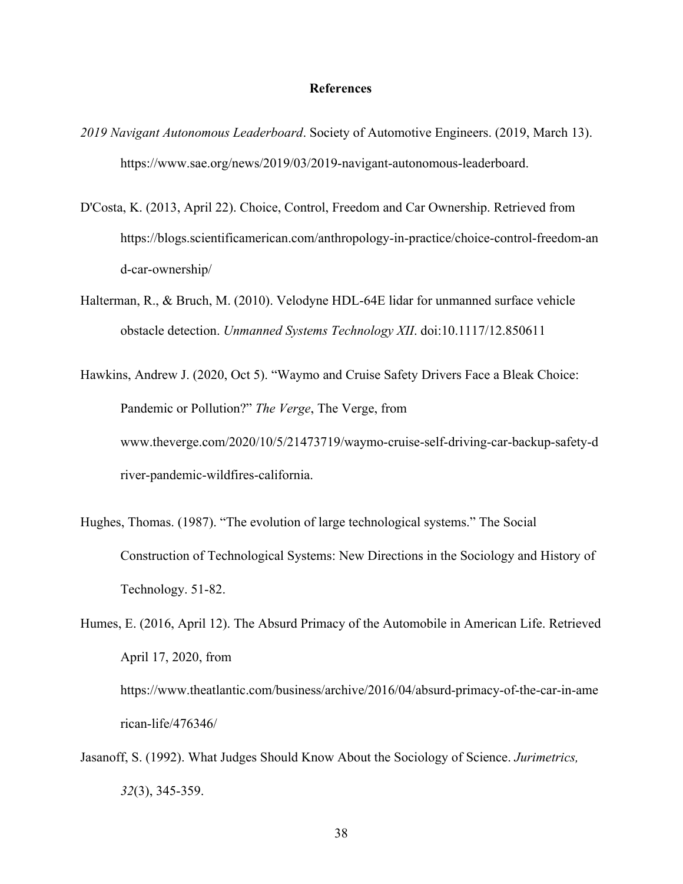# References

*2019 Navigant Autonomous Leaderboard*. Society of Automotive Engineers. (2019, March 13). https://www.sae.org/news/2019/03/2019-navigant-autonomous-leaderboard.

D'Costa, K. (2013, April 22). Choice, Control, Freedom and Car Ownership. Retrieved from https://blogs.scientificamerican.com/anthropology-in-practice/choice-control-freedom-and-car-ownership/

Halterman, R., & Bruch, M. (2010). Velodyne HDL-64E lidar for unmanned surface vehicle obstacle detection. *Unmanned Systems Technology XII*. doi:10.1117/12.850611

Hawkins, Andrew J. (2020, Oct 5). "Waymo and Cruise Safety Drivers Face a Bleak Choice: Pandemic or Pollution?" *The Verge*, The Verge, from www.theverge.com/2020/10/5/21473719/waymo-cruise-self-driving-car-backup-safety-driver-pandemic-wildfires-california.

Hughes, Thomas. (1987). "The evolution of large technological systems." The Social Construction of Technological Systems: New Directions in the Sociology and History of Technology. 51-82.

Humes, E. (2016, April 12). The Absurd Primacy of the Automobile in American Life. Retrieved April 17, 2020, from https://www.theatlantic.com/business/archive/2016/04/absurd-primacy-of-the-car-in-american-life/476346/

Jasanoff, S. (1992). What Judges Should Know About the Sociology of Science. *Jurimetrics, 32*(3), 345-359.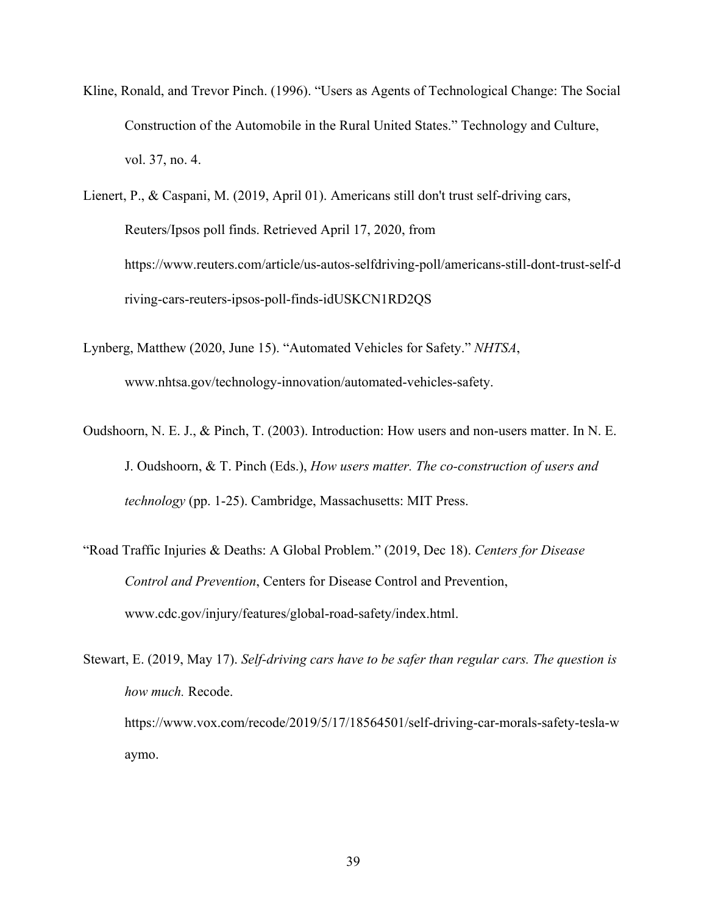Kline, Ronald, and Trevor Pinch. (1996). "Users as Agents of Technological Change: The Social Construction of the Automobile in the Rural United States." Technology and Culture, vol. 37, no. 4.

Lienert, P., & Caspani, M. (2019, April 01). Americans still don't trust self-driving cars, Reuters/Ipsos poll finds. Retrieved April 17, 2020, from https://www.reuters.com/article/us-autos-selfdriving-poll/americans-still-dont-trust-self-driving-cars-reuters-ipsos-poll-finds-idUSKCN1RD2QS

Lynberg, Matthew (2020, June 15). "Automated Vehicles for Safety." *NHTSA*, www.nhtsa.gov/technology-innovation/automated-vehicles-safety.

Oudshoorn, N. E. J., & Pinch, T. (2003). Introduction: How users and non-users matter. In N. E. J. Oudshoorn, & T. Pinch (Eds.), *How users matter. The co-construction of users and technology* (pp. 1-25). Cambridge, Massachusetts: MIT Press.

"Road Traffic Injuries & Deaths: A Global Problem." (2019, Dec 18). *Centers for Disease Control and Prevention*, Centers for Disease Control and Prevention, www.cdc.gov/injury/features/global-road-safety/index.html.

Stewart, E. (2019, May 17). *Self-driving cars have to be safer than regular cars. The question is how much.* Recode. https://www.vox.com/recode/2019/5/17/18564501/self-driving-car-morals-safety-tesla-waymo.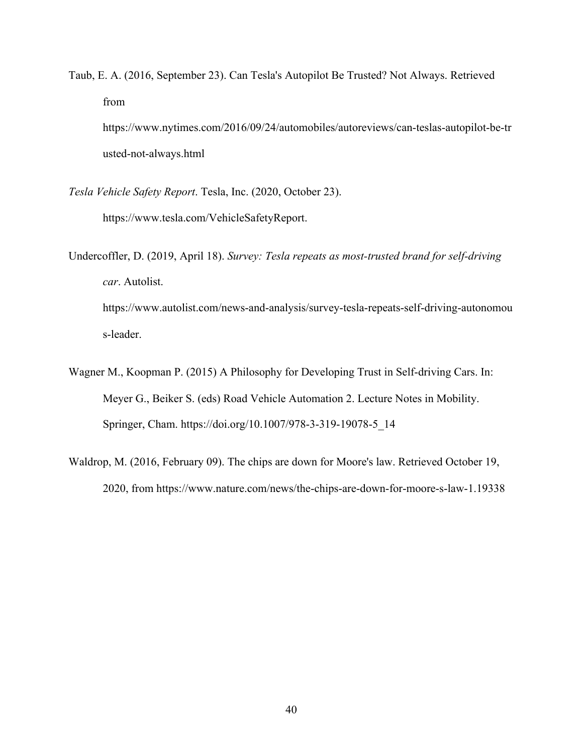Taub, E. A. (2016, September 23). Can Tesla's Autopilot Be Trusted? Not Always. Retrieved from https://www.nytimes.com/2016/09/24/automobiles/autoreviews/can-teslas-autopilot-be-trusted-not-always.html

*Tesla Vehicle Safety Report*. Tesla, Inc. (2020, October 23). https://www.tesla.com/VehicleSafetyReport.

Undercoffler, D. (2019, April 18). *Survey: Tesla repeats as most-trusted brand for self-driving car*. Autolist. https://www.autolist.com/news-and-analysis/survey-tesla-repeats-self-driving-autonomous-leader.

Wagner M., Koopman P. (2015) A Philosophy for Developing Trust in Self-driving Cars. In: Meyer G., Beiker S. (eds) Road Vehicle Automation 2. Lecture Notes in Mobility. Springer, Cham. https://doi.org/10.1007/978-3-319-19078-5_14

Waldrop, M. (2016, February 09). The chips are down for Moore's law. Retrieved October 19, 2020, from https://www.nature.com/news/the-chips-are-down-for-moore-s-law-1.19338